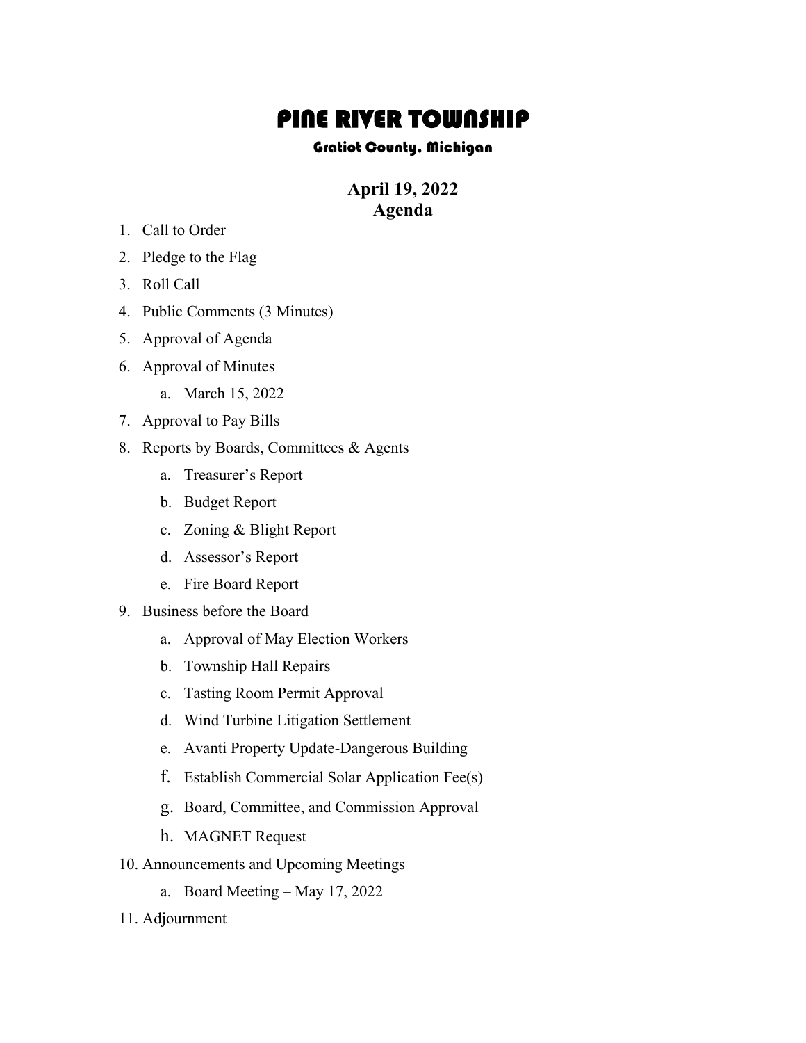# PINE RIVER TOWNSHIP

### Gratiot County, Michigan

**April 19, 2022**
**Agenda**

1. Call to Order
2. Pledge to the Flag
3. Roll Call
4. Public Comments (3 Minutes)
5. Approval of Agenda
6. Approval of Minutes
   a. March 15, 2022
7. Approval to Pay Bills
8. Reports by Boards, Committees & Agents
   a. Treasurer's Report
   b. Budget Report
   c. Zoning & Blight Report
   d. Assessor's Report
   e. Fire Board Report
9. Business before the Board
   a. Approval of May Election Workers
   b. Township Hall Repairs
   c. Tasting Room Permit Approval
   d. Wind Turbine Litigation Settlement
   e. Avanti Property Update-Dangerous Building
   f. Establish Commercial Solar Application Fee(s)
   g. Board, Committee, and Commission Approval
   h. MAGNET Request
10. Announcements and Upcoming Meetings
    a. Board Meeting – May 17, 2022
11. Adjournment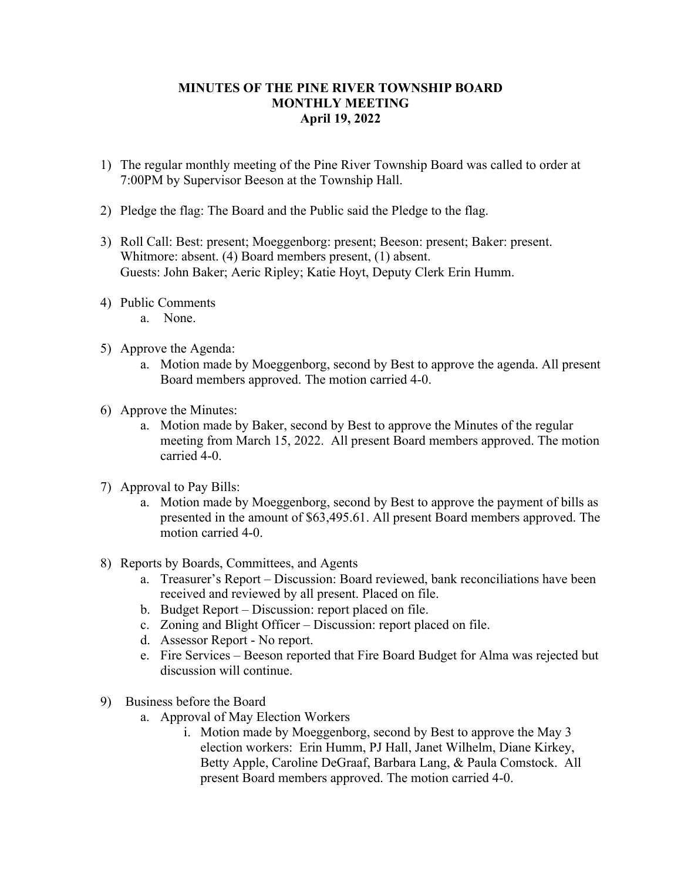**MINUTES OF THE PINE RIVER TOWNSHIP BOARD**
**MONTHLY MEETING**
**April 19, 2022**

1) The regular monthly meeting of the Pine River Township Board was called to order at 7:00PM by Supervisor Beeson at the Township Hall.

2) Pledge the flag: The Board and the Public said the Pledge to the flag.

3) Roll Call: Best: present; Moeggenborg: present; Beeson: present; Baker: present. Whitmore: absent. (4) Board members present, (1) absent.
   Guests: John Baker; Aeric Ripley; Katie Hoyt, Deputy Clerk Erin Humm.

4) Public Comments
   a. None.

5) Approve the Agenda:
   a. Motion made by Moeggenborg, second by Best to approve the agenda. All present Board members approved. The motion carried 4-0.

6) Approve the Minutes:
   a. Motion made by Baker, second by Best to approve the Minutes of the regular meeting from March 15, 2022. All present Board members approved. The motion carried 4-0.

7) Approval to Pay Bills:
   a. Motion made by Moeggenborg, second by Best to approve the payment of bills as presented in the amount of $63,495.61. All present Board members approved. The motion carried 4-0.

8) Reports by Boards, Committees, and Agents
   a. Treasurer's Report – Discussion: Board reviewed, bank reconciliations have been received and reviewed by all present. Placed on file.
   b. Budget Report – Discussion: report placed on file.
   c. Zoning and Blight Officer – Discussion: report placed on file.
   d. Assessor Report - No report.
   e. Fire Services – Beeson reported that Fire Board Budget for Alma was rejected but discussion will continue.

9) Business before the Board
   a. Approval of May Election Workers
      i. Motion made by Moeggenborg, second by Best to approve the May 3 election workers: Erin Humm, PJ Hall, Janet Wilhelm, Diane Kirkey, Betty Apple, Caroline DeGraaf, Barbara Lang, & Paula Comstock. All present Board members approved. The motion carried 4-0.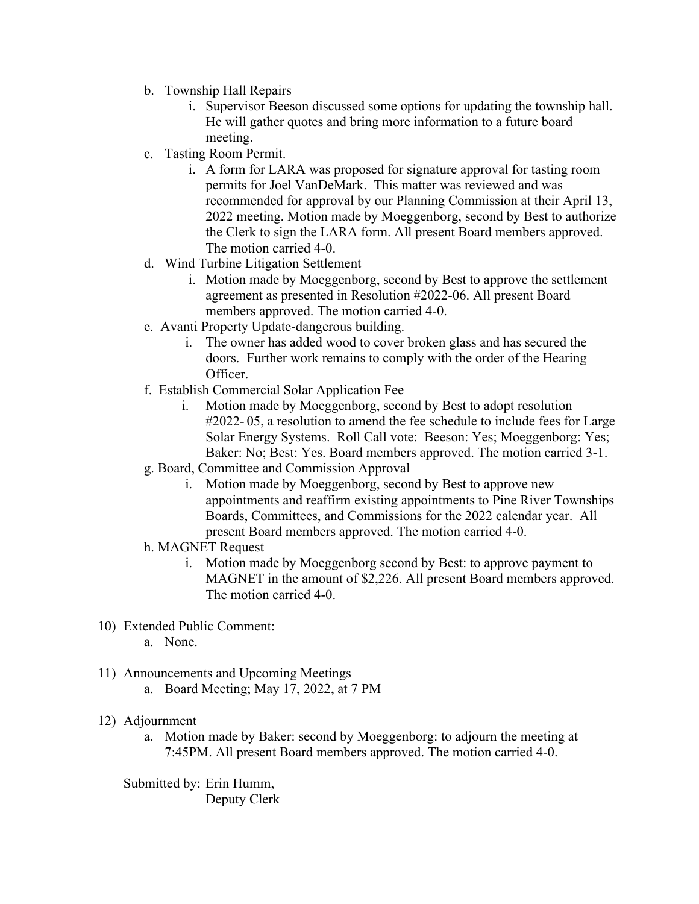b. Township Hall Repairs
   i. Supervisor Beeson discussed some options for updating the township hall. He will gather quotes and bring more information to a future board meeting.

c. Tasting Room Permit.
   i. A form for LARA was proposed for signature approval for tasting room permits for Joel VanDeMark. This matter was reviewed and was recommended for approval by our Planning Commission at their April 13, 2022 meeting. Motion made by Moeggenborg, second by Best to authorize the Clerk to sign the LARA form. All present Board members approved. The motion carried 4-0.

d. Wind Turbine Litigation Settlement
   i. Motion made by Moeggenborg, second by Best to approve the settlement agreement as presented in Resolution #2022-06. All present Board members approved. The motion carried 4-0.

e. Avanti Property Update-dangerous building.
   i. The owner has added wood to cover broken glass and has secured the doors. Further work remains to comply with the order of the Hearing Officer.

f. Establish Commercial Solar Application Fee
   i. Motion made by Moeggenborg, second by Best to adopt resolution #2022- 05, a resolution to amend the fee schedule to include fees for Large Solar Energy Systems. Roll Call vote: Beeson: Yes; Moeggenborg: Yes; Baker: No; Best: Yes. Board members approved. The motion carried 3-1.

g. Board, Committee and Commission Approval
   i. Motion made by Moeggenborg, second by Best to approve new appointments and reaffirm existing appointments to Pine River Townships Boards, Committees, and Commissions for the 2022 calendar year. All present Board members approved. The motion carried 4-0.

h. MAGNET Request
   i. Motion made by Moeggenborg second by Best: to approve payment to MAGNET in the amount of $2,226. All present Board members approved. The motion carried 4-0.

10) Extended Public Comment:
   a. None.

11) Announcements and Upcoming Meetings
   a. Board Meeting; May 17, 2022, at 7 PM

12) Adjournment
   a. Motion made by Baker: second by Moeggenborg: to adjourn the meeting at 7:45PM. All present Board members approved. The motion carried 4-0.

Submitted by: Erin Humm,
Deputy Clerk